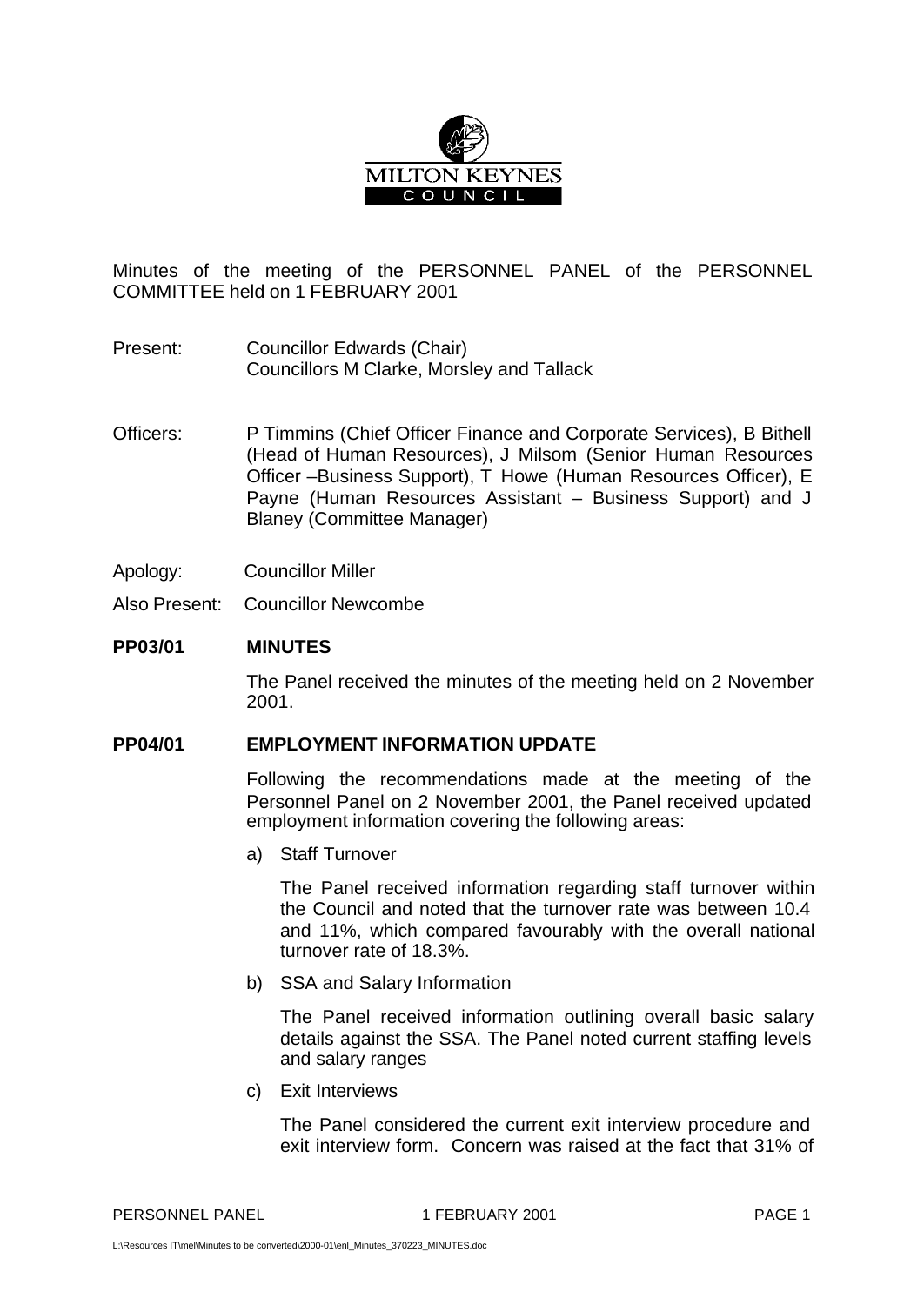MILTON KEYNES
COUNCIL

Minutes of the meeting of the PERSONNEL PANEL of the PERSONNEL COMMITTEE held on 1 FEBRUARY 2001

Present: Councillor Edwards (Chair)
Councillors M Clarke, Morsley and Tallack

Officers: P Timmins (Chief Officer Finance and Corporate Services), B Bithell (Head of Human Resources), J Milsom (Senior Human Resources Officer –Business Support), T Howe (Human Resources Officer), E Payne (Human Resources Assistant – Business Support) and J Blaney (Committee Manager)

Apology: Councillor Miller

Also Present: Councillor Newcombe

## PP03/01 MINUTES

The Panel received the minutes of the meeting held on 2 November 2001.

## PP04/01 EMPLOYMENT INFORMATION UPDATE

Following the recommendations made at the meeting of the Personnel Panel on 2 November 2001, the Panel received updated employment information covering the following areas:

a) Staff Turnover

The Panel received information regarding staff turnover within the Council and noted that the turnover rate was between 10.4 and 11%, which compared favourably with the overall national turnover rate of 18.3%.

b) SSA and Salary Information

The Panel received information outlining overall basic salary details against the SSA. The Panel noted current staffing levels and salary ranges

c) Exit Interviews

The Panel considered the current exit interview procedure and exit interview form. Concern was raised at the fact that 31% of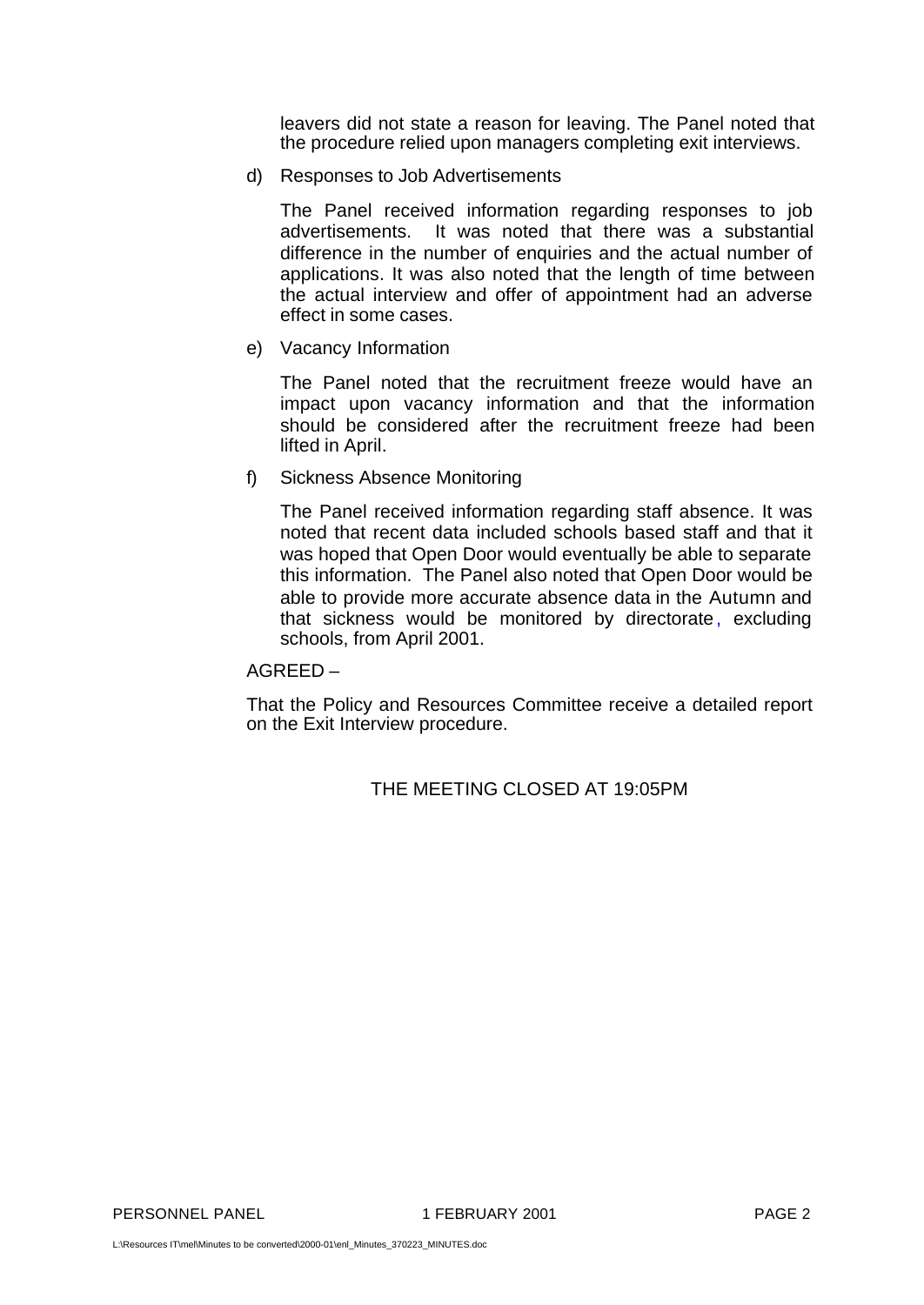leavers did not state a reason for leaving. The Panel noted that the procedure relied upon managers completing exit interviews.

d) Responses to Job Advertisements

The Panel received information regarding responses to job advertisements. It was noted that there was a substantial difference in the number of enquiries and the actual number of applications. It was also noted that the length of time between the actual interview and offer of appointment had an adverse effect in some cases.

e) Vacancy Information

The Panel noted that the recruitment freeze would have an impact upon vacancy information and that the information should be considered after the recruitment freeze had been lifted in April.

f) Sickness Absence Monitoring

The Panel received information regarding staff absence. It was noted that recent data included schools based staff and that it was hoped that Open Door would eventually be able to separate this information. The Panel also noted that Open Door would be able to provide more accurate absence data in the Autumn and that sickness would be monitored by directorate, excluding schools, from April 2001.

AGREED –

That the Policy and Resources Committee receive a detailed report on the Exit Interview procedure.

THE MEETING CLOSED AT 19:05PM